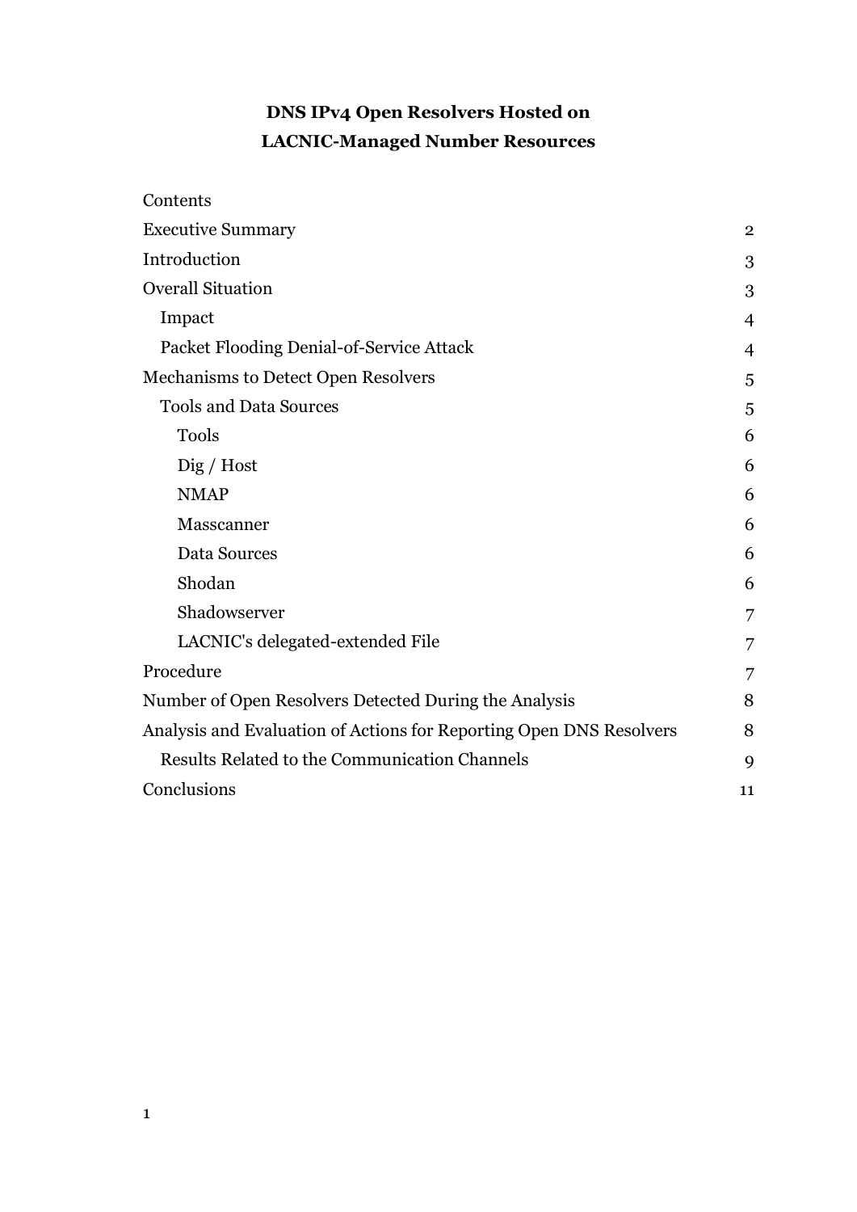# DNS IPv4 Open Resolvers Hosted on LACNIC-Managed Number Resources

Contents

- Executive Summary 2
- Introduction 3
- Overall Situation 3
  - Impact 4
  - Packet Flooding Denial-of-Service Attack 4
- Mechanisms to Detect Open Resolvers 5
  - Tools and Data Sources 5
    - Tools 6
    - Dig / Host 6
    - NMAP 6
    - Masscanner 6
    - Data Sources 6
    - Shodan 6
    - Shadowserver 7
    - LACNIC's delegated-extended File 7
- Procedure 7
- Number of Open Resolvers Detected During the Analysis 8
- Analysis and Evaluation of Actions for Reporting Open DNS Resolvers 8
  - Results Related to the Communication Channels 9
- Conclusions 11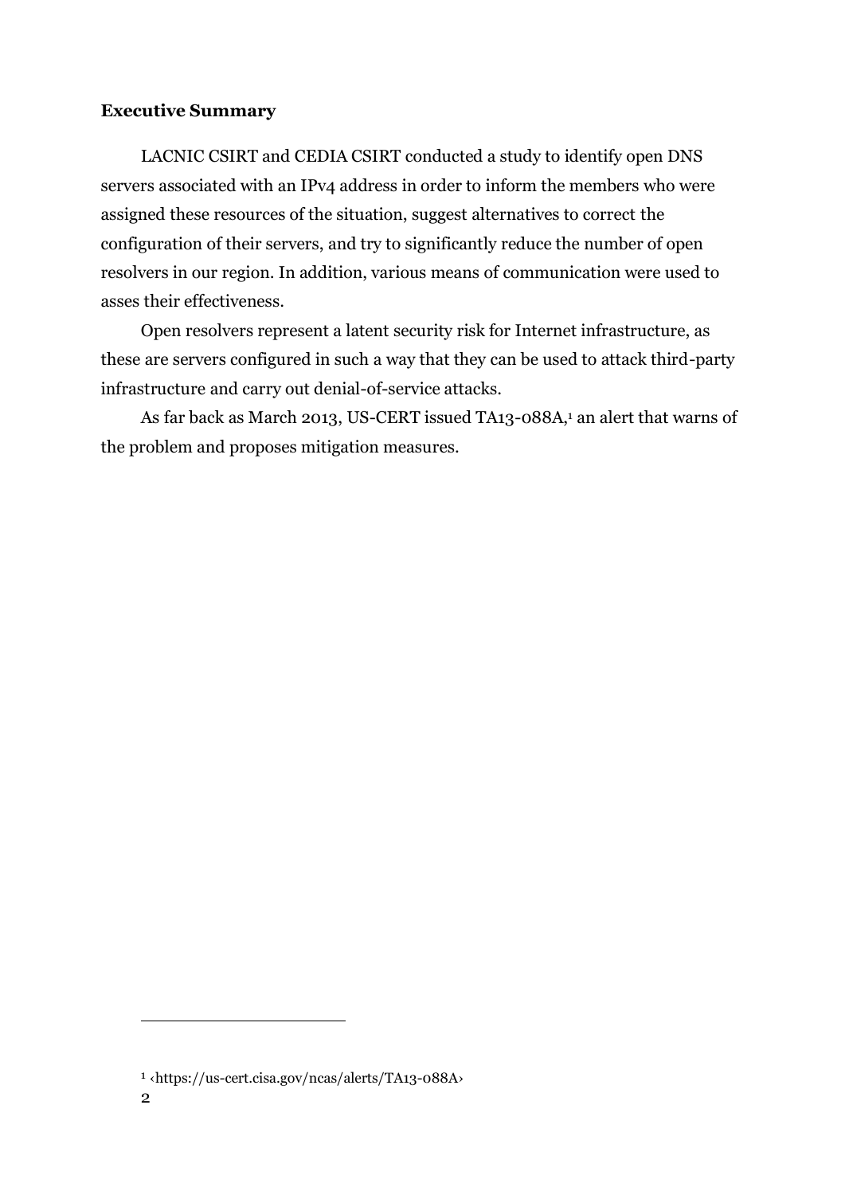**Executive Summary**

LACNIC CSIRT and CEDIA CSIRT conducted a study to identify open DNS servers associated with an IPv4 address in order to inform the members who were assigned these resources of the situation, suggest alternatives to correct the configuration of their servers, and try to significantly reduce the number of open resolvers in our region. In addition, various means of communication were used to asses their effectiveness.

Open resolvers represent a latent security risk for Internet infrastructure, as these are servers configured in such a way that they can be used to attack third-party infrastructure and carry out denial-of-service attacks.

As far back as March 2013, US-CERT issued TA13-088A,[1] an alert that warns of the problem and proposes mitigation measures.

---

[1] ‹https://us-cert.cisa.gov/ncas/alerts/TA13-088A›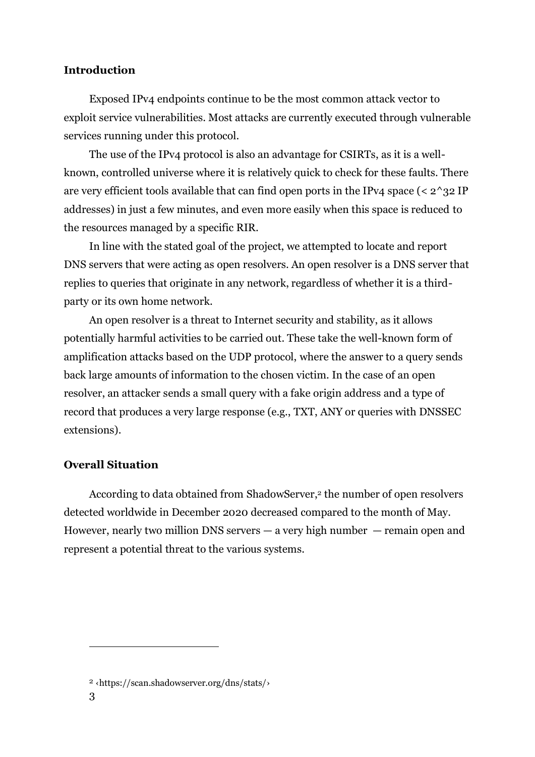## Introduction

Exposed IPv4 endpoints continue to be the most common attack vector to exploit service vulnerabilities. Most attacks are currently executed through vulnerable services running under this protocol.

The use of the IPv4 protocol is also an advantage for CSIRTs, as it is a well-known, controlled universe where it is relatively quick to check for these faults. There are very efficient tools available that can find open ports in the IPv4 space (< 2^32 IP addresses) in just a few minutes, and even more easily when this space is reduced to the resources managed by a specific RIR.

In line with the stated goal of the project, we attempted to locate and report DNS servers that were acting as open resolvers. An open resolver is a DNS server that replies to queries that originate in any network, regardless of whether it is a third-party or its own home network.

An open resolver is a threat to Internet security and stability, as it allows potentially harmful activities to be carried out. These take the well-known form of amplification attacks based on the UDP protocol, where the answer to a query sends back large amounts of information to the chosen victim. In the case of an open resolver, an attacker sends a small query with a fake origin address and a type of record that produces a very large response (e.g., TXT, ANY or queries with DNSSEC extensions).

## Overall Situation

According to data obtained from ShadowServer,[2] the number of open resolvers detected worldwide in December 2020 decreased compared to the month of May. However, nearly two million DNS servers — a very high number — remain open and represent a potential threat to the various systems.

---

[2] ‹https://scan.shadowserver.org/dns/stats/›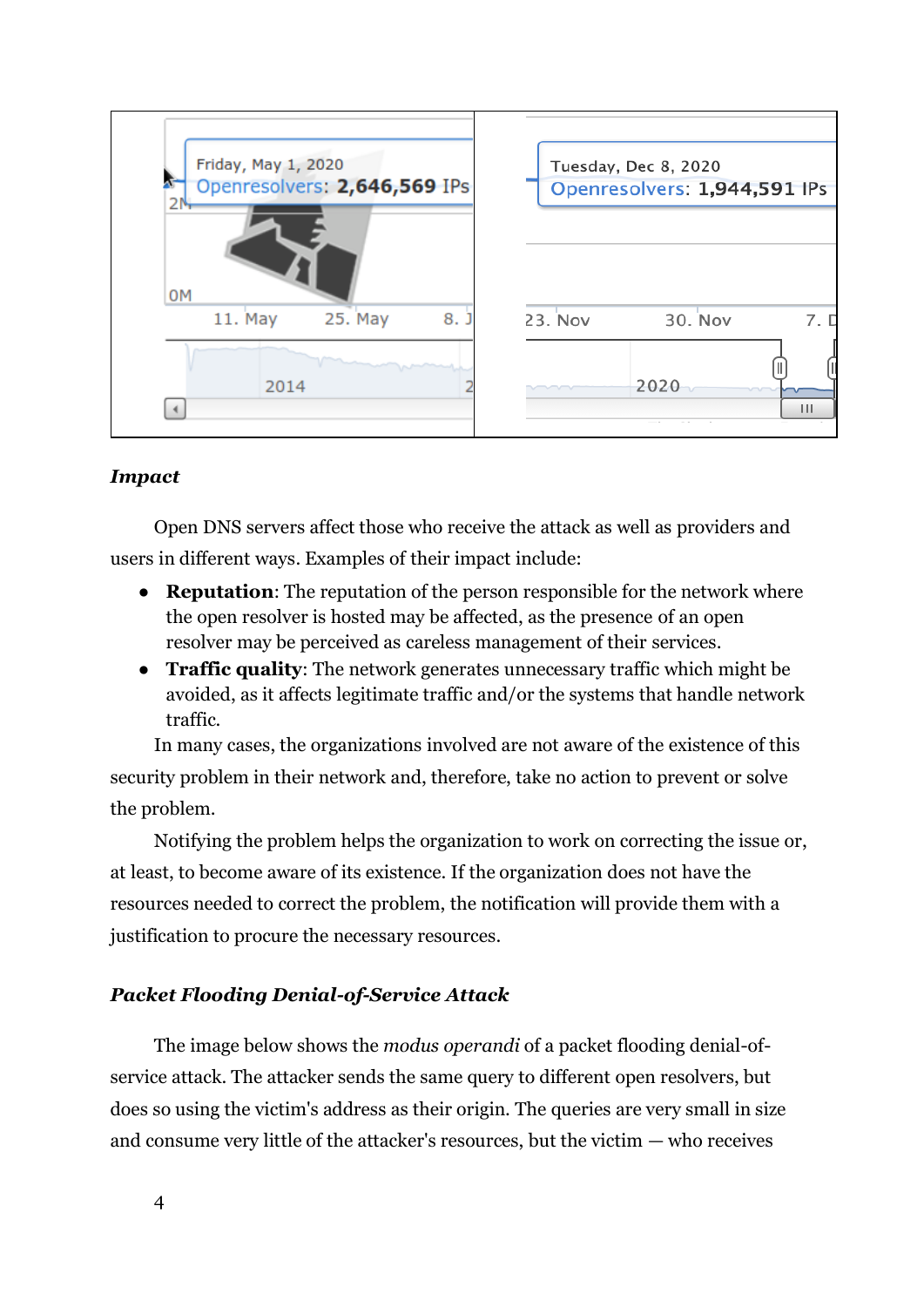### *Impact*

Open DNS servers affect those who receive the attack as well as providers and users in different ways. Examples of their impact include:

- **Reputation**: The reputation of the person responsible for the network where the open resolver is hosted may be affected, as the presence of an open resolver may be perceived as careless management of their services.
- **Traffic quality**: The network generates unnecessary traffic which might be avoided, as it affects legitimate traffic and/or the systems that handle network traffic.

In many cases, the organizations involved are not aware of the existence of this security problem in their network and, therefore, take no action to prevent or solve the problem.

Notifying the problem helps the organization to work on correcting the issue or, at least, to become aware of its existence. If the organization does not have the resources needed to correct the problem, the notification will provide them with a justification to procure the necessary resources.

### *Packet Flooding Denial-of-Service Attack*

The image below shows the *modus operandi* of a packet flooding denial-of-service attack. The attacker sends the same query to different open resolvers, but does so using the victim's address as their origin. The queries are very small in size and consume very little of the attacker's resources, but the victim — who receives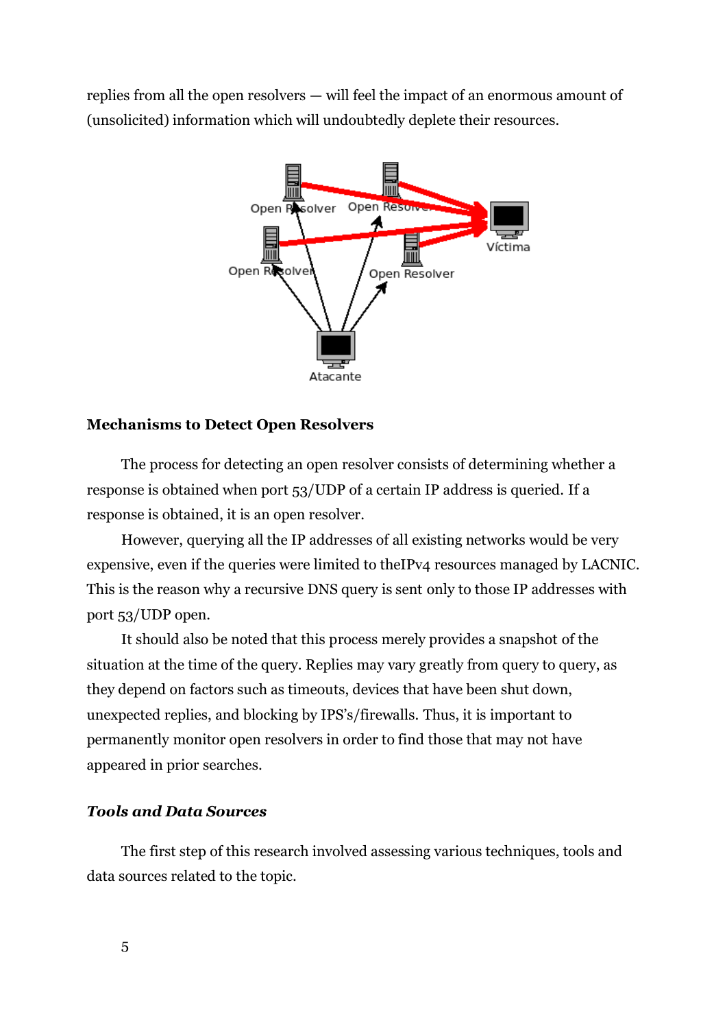replies from all the open resolvers — will feel the impact of an enormous amount of (unsolicited) information which will undoubtedly deplete their resources.

## Mechanisms to Detect Open Resolvers

The process for detecting an open resolver consists of determining whether a response is obtained when port 53/UDP of a certain IP address is queried. If a response is obtained, it is an open resolver.

However, querying all the IP addresses of all existing networks would be very expensive, even if the queries were limited to theIPv4 resources managed by LACNIC. This is the reason why a recursive DNS query is sent only to those IP addresses with port 53/UDP open.

It should also be noted that this process merely provides a snapshot of the situation at the time of the query. Replies may vary greatly from query to query, as they depend on factors such as timeouts, devices that have been shut down, unexpected replies, and blocking by IPS's/firewalls. Thus, it is important to permanently monitor open resolvers in order to find those that may not have appeared in prior searches.

### *Tools and Data Sources*

The first step of this research involved assessing various techniques, tools and data sources related to the topic.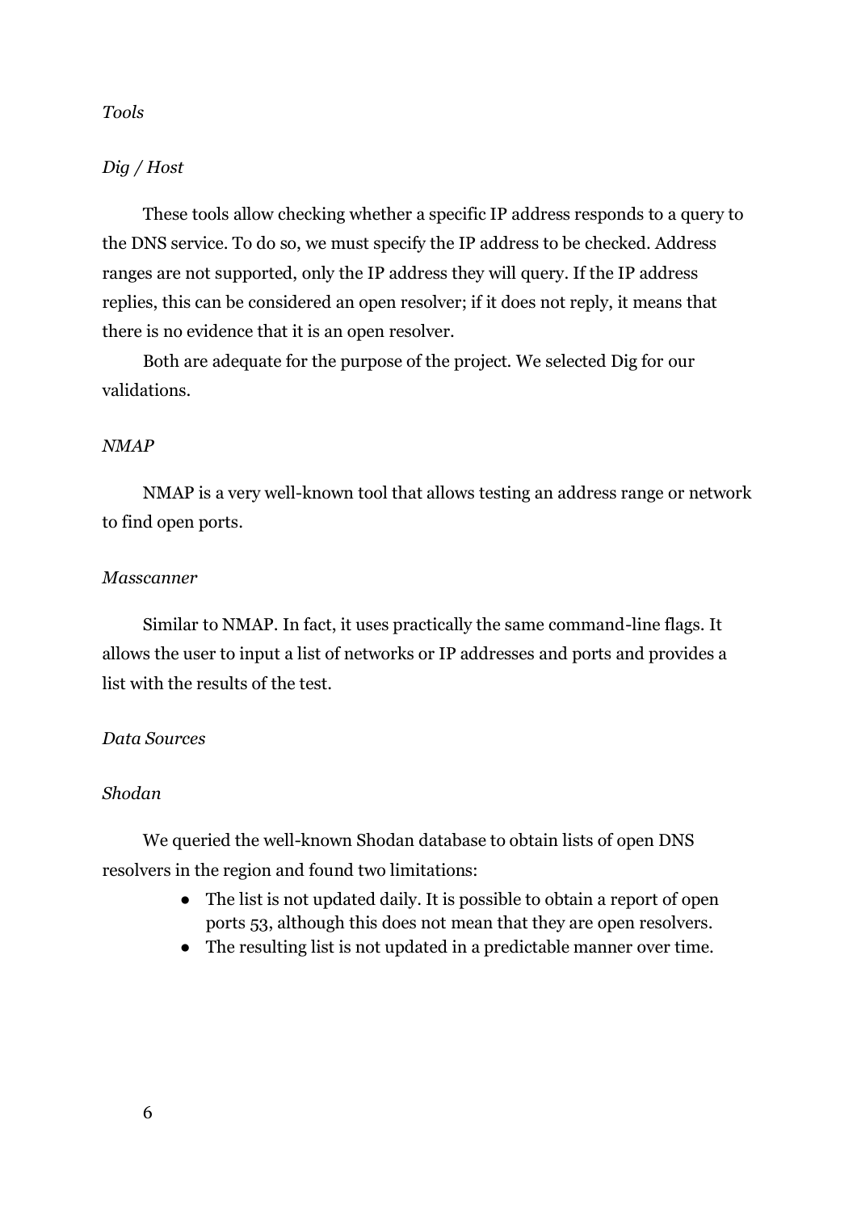### *Tools*

#### *Dig / Host*

These tools allow checking whether a specific IP address responds to a query to the DNS service. To do so, we must specify the IP address to be checked. Address ranges are not supported, only the IP address they will query. If the IP address replies, this can be considered an open resolver; if it does not reply, it means that there is no evidence that it is an open resolver.

Both are adequate for the purpose of the project. We selected Dig for our validations.

#### *NMAP*

NMAP is a very well-known tool that allows testing an address range or network to find open ports.

#### *Masscanner*

Similar to NMAP. In fact, it uses practically the same command-line flags. It allows the user to input a list of networks or IP addresses and ports and provides a list with the results of the test.

### *Data Sources*

#### *Shodan*

We queried the well-known Shodan database to obtain lists of open DNS resolvers in the region and found two limitations:

- The list is not updated daily. It is possible to obtain a report of open ports 53, although this does not mean that they are open resolvers.
- The resulting list is not updated in a predictable manner over time.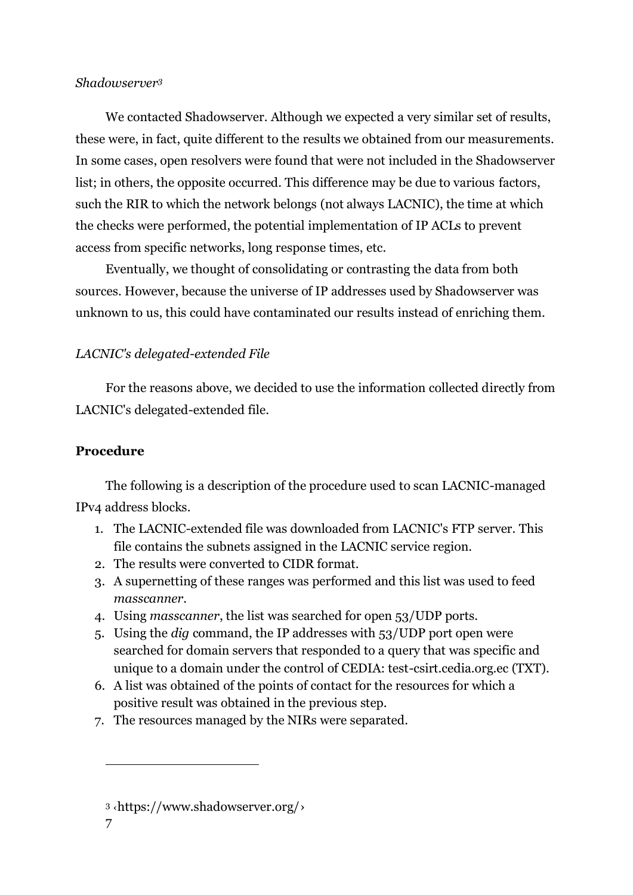*Shadowserver*[3]

We contacted Shadowserver. Although we expected a very similar set of results, these were, in fact, quite different to the results we obtained from our measurements. In some cases, open resolvers were found that were not included in the Shadowserver list; in others, the opposite occurred. This difference may be due to various factors, such the RIR to which the network belongs (not always LACNIC), the time at which the checks were performed, the potential implementation of IP ACLs to prevent access from specific networks, long response times, etc.

Eventually, we thought of consolidating or contrasting the data from both sources. However, because the universe of IP addresses used by Shadowserver was unknown to us, this could have contaminated our results instead of enriching them.

*LACNIC's delegated-extended File*

For the reasons above, we decided to use the information collected directly from LACNIC's delegated-extended file.

**Procedure**

The following is a description of the procedure used to scan LACNIC-managed IPv4 address blocks.

1. The LACNIC-extended file was downloaded from LACNIC's FTP server. This file contains the subnets assigned in the LACNIC service region.
2. The results were converted to CIDR format.
3. A supernetting of these ranges was performed and this list was used to feed *masscanner*.
4. Using *masscanner*, the list was searched for open 53/UDP ports.
5. Using the *dig* command, the IP addresses with 53/UDP port open were searched for domain servers that responded to a query that was specific and unique to a domain under the control of CEDIA: test-csirt.cedia.org.ec (TXT).
6. A list was obtained of the points of contact for the resources for which a positive result was obtained in the previous step.
7. The resources managed by the NIRs were separated.

---

[3] ‹https://www.shadowserver.org/›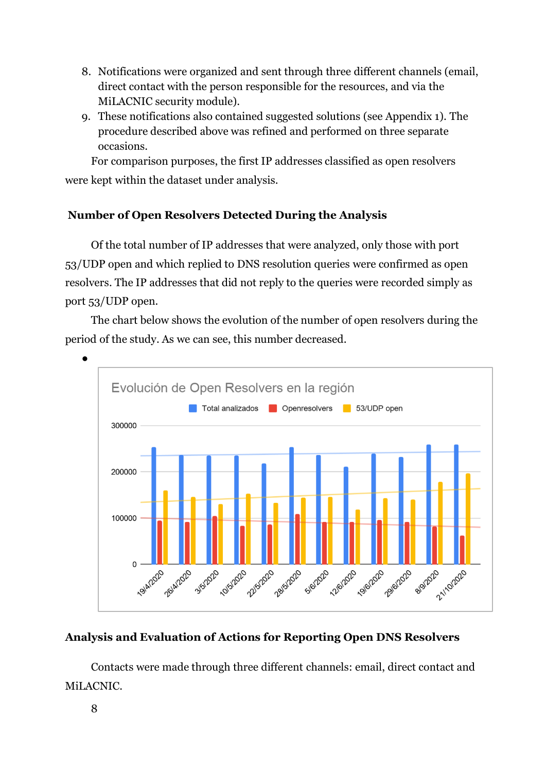8. Notifications were organized and sent through three different channels (email, direct contact with the person responsible for the resources, and via the MiLACNIC security module).
9. These notifications also contained suggested solutions (see Appendix 1). The procedure described above was refined and performed on three separate occasions.

For comparison purposes, the first IP addresses classified as open resolvers were kept within the dataset under analysis.

**Number of Open Resolvers Detected During the Analysis**

Of the total number of IP addresses that were analyzed, only those with port 53/UDP open and which replied to DNS resolution queries were confirmed as open resolvers. The IP addresses that did not reply to the queries were recorded simply as port 53/UDP open.

The chart below shows the evolution of the number of open resolvers during the period of the study. As we can see, this number decreased.

**Analysis and Evaluation of Actions for Reporting Open DNS Resolvers**

Contacts were made through three different channels: email, direct contact and MiLACNIC.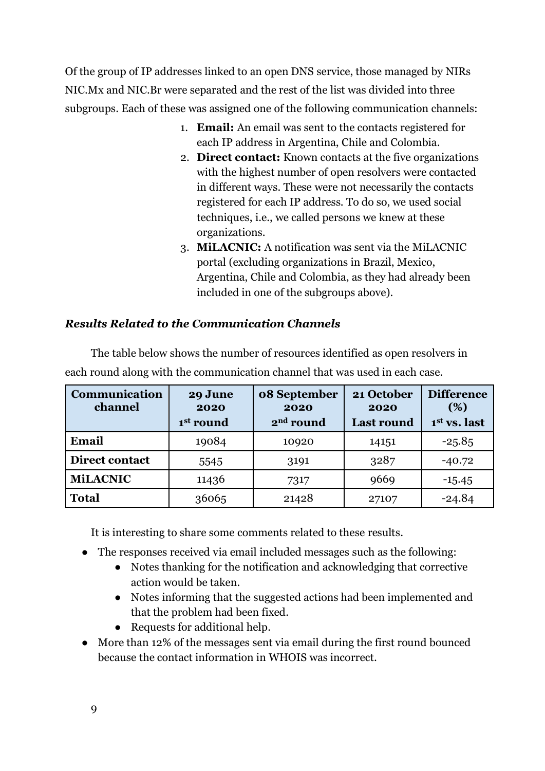Of the group of IP addresses linked to an open DNS service, those managed by NIRs NIC.Mx and NIC.Br were separated and the rest of the list was divided into three subgroups. Each of these was assigned one of the following communication channels:

1. **Email:** An email was sent to the contacts registered for each IP address in Argentina, Chile and Colombia.
2. **Direct contact:** Known contacts at the five organizations with the highest number of open resolvers were contacted in different ways. These were not necessarily the contacts registered for each IP address. To do so, we used social techniques, i.e., we called persons we knew at these organizations.
3. **MiLACNIC:** A notification was sent via the MiLACNIC portal (excluding organizations in Brazil, Mexico, Argentina, Chile and Colombia, as they had already been included in one of the subgroups above).

### *Results Related to the Communication Channels*

The table below shows the number of resources identified as open resolvers in each round along with the communication channel that was used in each case.

| Communication channel | 29 June 2020 1st round | 08 September 2020 2nd round | 21 October 2020 Last round | Difference (%) 1st vs. last |
|---|---|---|---|---|
| **Email** | 19084 | 10920 | 14151 | -25.85 |
| **Direct contact** | 5545 | 3191 | 3287 | -40.72 |
| **MiLACNIC** | 11436 | 7317 | 9669 | -15.45 |
| **Total** | 36065 | 21428 | 27107 | -24.84 |

It is interesting to share some comments related to these results.

- The responses received via email included messages such as the following:
  - Notes thanking for the notification and acknowledging that corrective action would be taken.
  - Notes informing that the suggested actions had been implemented and that the problem had been fixed.
  - Requests for additional help.
- More than 12% of the messages sent via email during the first round bounced because the contact information in WHOIS was incorrect.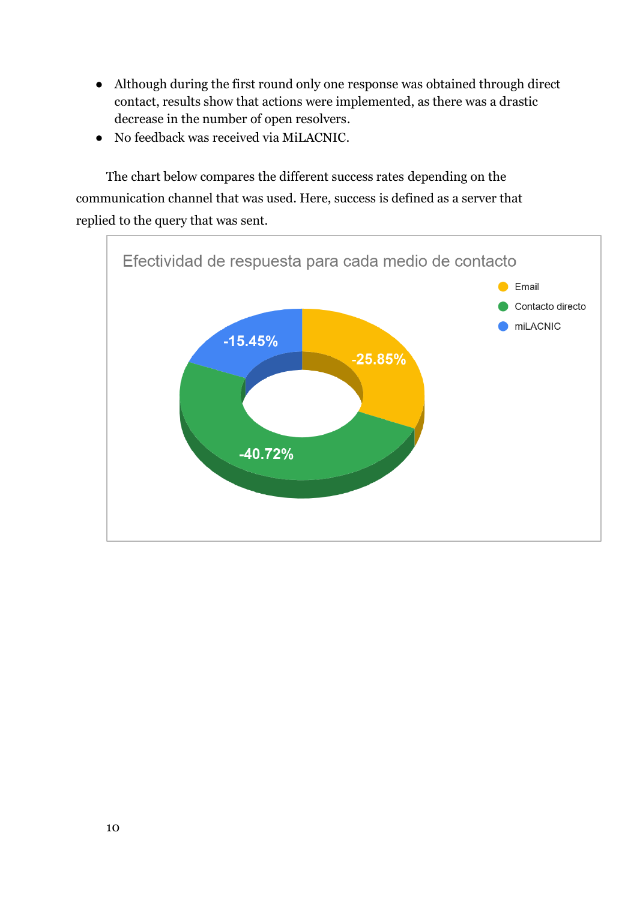- Although during the first round only one response was obtained through direct contact, results show that actions were implemented, as there was a drastic decrease in the number of open resolvers.
- No feedback was received via MiLACNIC.

The chart below compares the different success rates depending on the communication channel that was used. Here, success is defined as a server that replied to the query that was sent.

Efectividad de respuesta para cada medio de contacto

- Email: -25.85%
- Contacto directo: -40.72%
- miLACNIC: -15.45%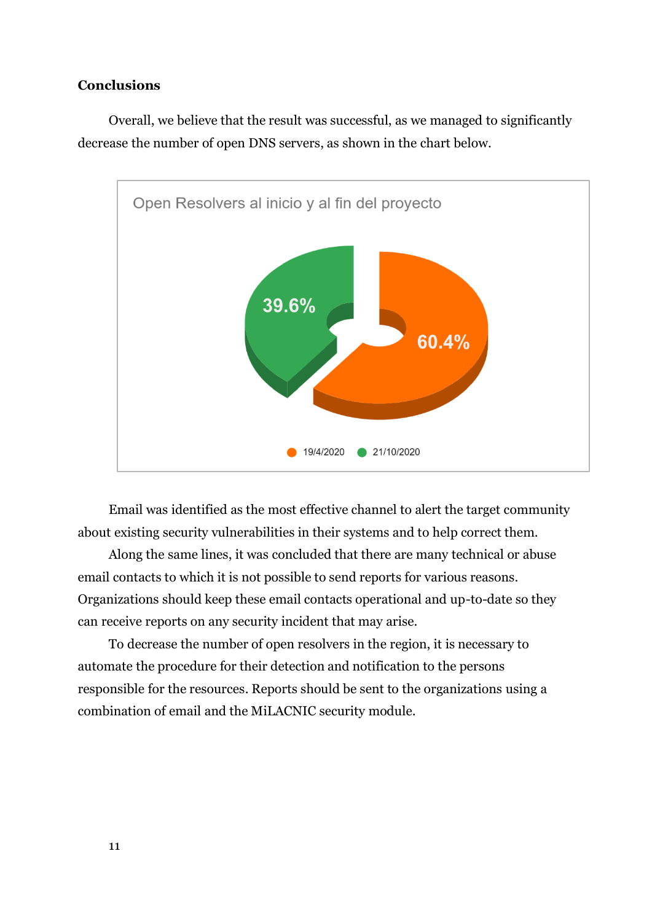**Conclusions**

Overall, we believe that the result was successful, as we managed to significantly decrease the number of open DNS servers, as shown in the chart below.

Open Resolvers al inicio y al fin del proyecto

39.6%

60.4%

19/4/2020 21/10/2020

Email was identified as the most effective channel to alert the target community about existing security vulnerabilities in their systems and to help correct them.

Along the same lines, it was concluded that there are many technical or abuse email contacts to which it is not possible to send reports for various reasons. Organizations should keep these email contacts operational and up-to-date so they can receive reports on any security incident that may arise.

To decrease the number of open resolvers in the region, it is necessary to automate the procedure for their detection and notification to the persons responsible for the resources. Reports should be sent to the organizations using a combination of email and the MiLACNIC security module.